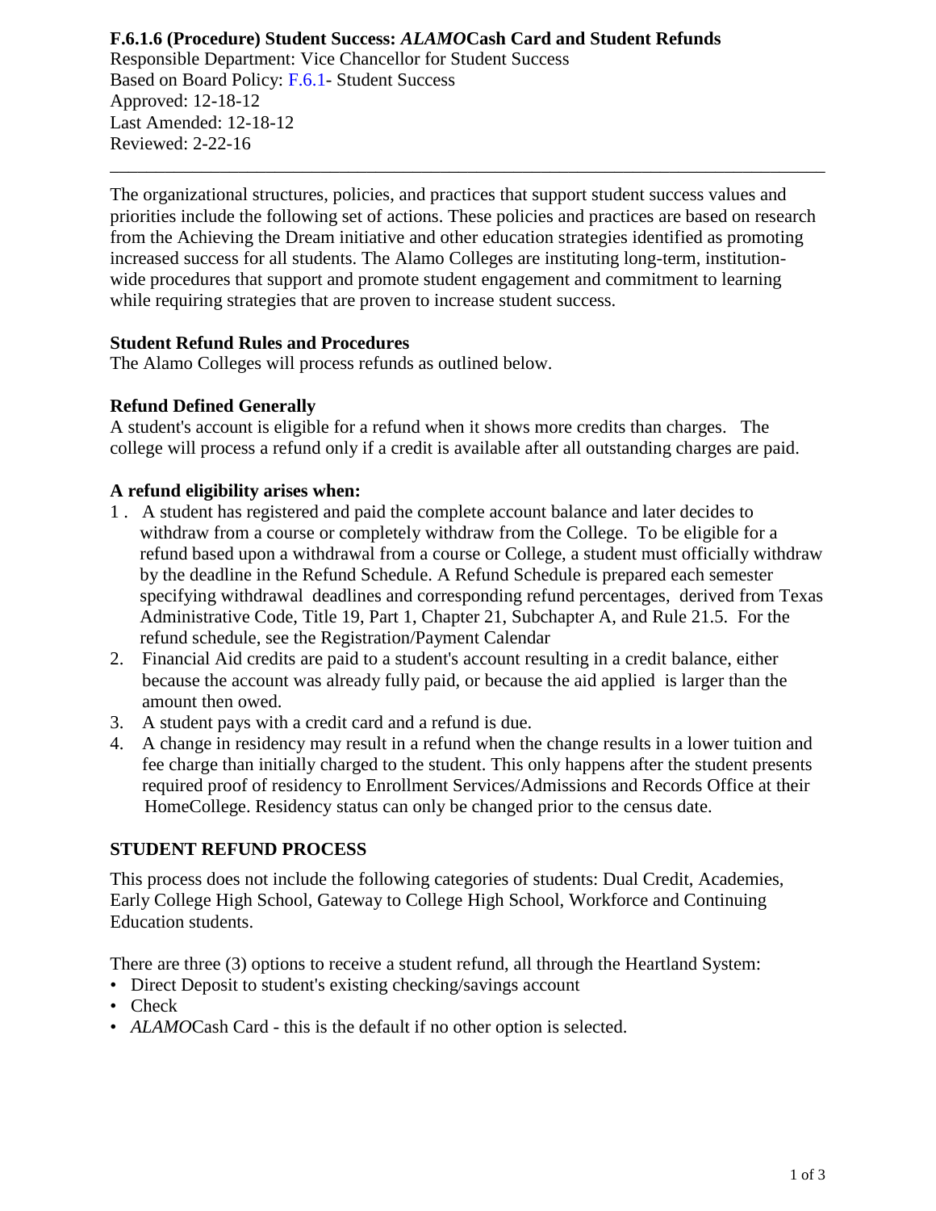**F.6.1.6 (Procedure) Student Success: *ALAMO*Cash Card and Student Refunds**

Responsible Department: Vice Chancellor for Student Success
Based on Board Policy: F.6.1- Student Success
Approved: 12-18-12
Last Amended: 12-18-12
Reviewed: 2-22-16

---

The organizational structures, policies, and practices that support student success values and priorities include the following set of actions. These policies and practices are based on research from the Achieving the Dream initiative and other education strategies identified as promoting increased success for all students. The Alamo Colleges are instituting long-term, institution-wide procedures that support and promote student engagement and commitment to learning while requiring strategies that are proven to increase student success.

**Student Refund Rules and Procedures**

The Alamo Colleges will process refunds as outlined below.

**Refund Defined Generally**

A student's account is eligible for a refund when it shows more credits than charges. The college will process a refund only if a credit is available after all outstanding charges are paid.

**A refund eligibility arises when:**

1. A student has registered and paid the complete account balance and later decides to withdraw from a course or completely withdraw from the College. To be eligible for a refund based upon a withdrawal from a course or College, a student must officially withdraw by the deadline in the Refund Schedule. A Refund Schedule is prepared each semester specifying withdrawal deadlines and corresponding refund percentages, derived from Texas Administrative Code, Title 19, Part 1, Chapter 21, Subchapter A, and Rule 21.5. For the refund schedule, see the Registration/Payment Calendar
2. Financial Aid credits are paid to a student's account resulting in a credit balance, either because the account was already fully paid, or because the aid applied is larger than the amount then owed.
3. A student pays with a credit card and a refund is due.
4. A change in residency may result in a refund when the change results in a lower tuition and fee charge than initially charged to the student. This only happens after the student presents required proof of residency to Enrollment Services/Admissions and Records Office at their HomeCollege. Residency status can only be changed prior to the census date.

**STUDENT REFUND PROCESS**

This process does not include the following categories of students: Dual Credit, Academies, Early College High School, Gateway to College High School, Workforce and Continuing Education students.

There are three (3) options to receive a student refund, all through the Heartland System:

- Direct Deposit to student's existing checking/savings account
- Check
- *ALAMO*Cash Card - this is the default if no other option is selected.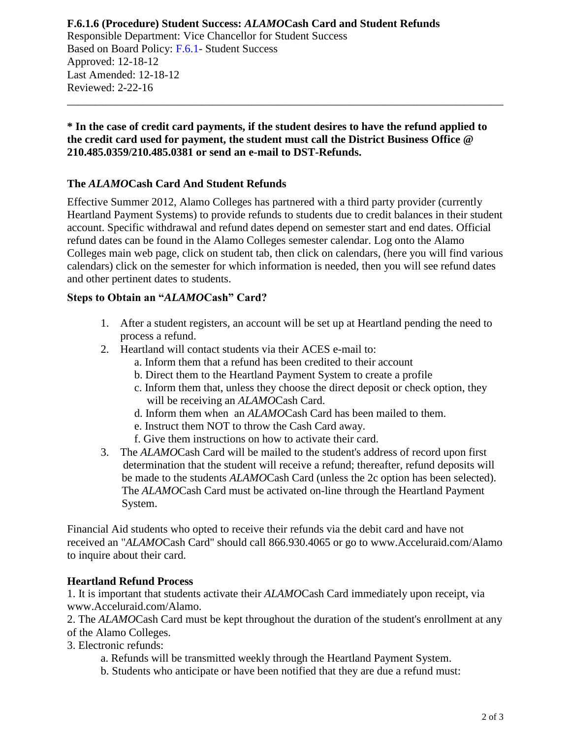**F.6.1.6 (Procedure) Student Success:** ***ALAMO*****Cash Card and Student Refunds**
Responsible Department: Vice Chancellor for Student Success
Based on Board Policy: F.6.1- Student Success
Approved: 12-18-12
Last Amended: 12-18-12
Reviewed: 2-22-16

---

**\* In the case of credit card payments, if the student desires to have the refund applied to the credit card used for payment, the student must call the District Business Office @ 210.485.0359/210.485.0381 or send an e-mail to DST-Refunds.**

### The *ALAMO*Cash Card And Student Refunds

Effective Summer 2012, Alamo Colleges has partnered with a third party provider (currently Heartland Payment Systems) to provide refunds to students due to credit balances in their student account. Specific withdrawal and refund dates depend on semester start and end dates. Official refund dates can be found in the Alamo Colleges semester calendar. Log onto the Alamo Colleges main web page, click on student tab, then click on calendars, (here you will find various calendars) click on the semester for which information is needed, then you will see refund dates and other pertinent dates to students.

#### Steps to Obtain an "*ALAMO*Cash" Card?

1. After a student registers, an account will be set up at Heartland pending the need to process a refund.
2. Heartland will contact students via their ACES e-mail to:
   a. Inform them that a refund has been credited to their account
   b. Direct them to the Heartland Payment System to create a profile
   c. Inform them that, unless they choose the direct deposit or check option, they will be receiving an *ALAMO*Cash Card.
   d. Inform them when an *ALAMO*Cash Card has been mailed to them.
   e. Instruct them NOT to throw the Cash Card away.
   f. Give them instructions on how to activate their card.
3. The *ALAMO*Cash Card will be mailed to the student's address of record upon first determination that the student will receive a refund; thereafter, refund deposits will be made to the students *ALAMO*Cash Card (unless the 2c option has been selected). The *ALAMO*Cash Card must be activated on-line through the Heartland Payment System.

Financial Aid students who opted to receive their refunds via the debit card and have not received an "*ALAMO*Cash Card" should call 866.930.4065 or go to www.Acceluraid.com/Alamo to inquire about their card.

#### Heartland Refund Process

1. It is important that students activate their *ALAMO*Cash Card immediately upon receipt, via www.Acceluraid.com/Alamo.
2. The *ALAMO*Cash Card must be kept throughout the duration of the student's enrollment at any of the Alamo Colleges.
3. Electronic refunds:
   a. Refunds will be transmitted weekly through the Heartland Payment System.
   b. Students who anticipate or have been notified that they are due a refund must: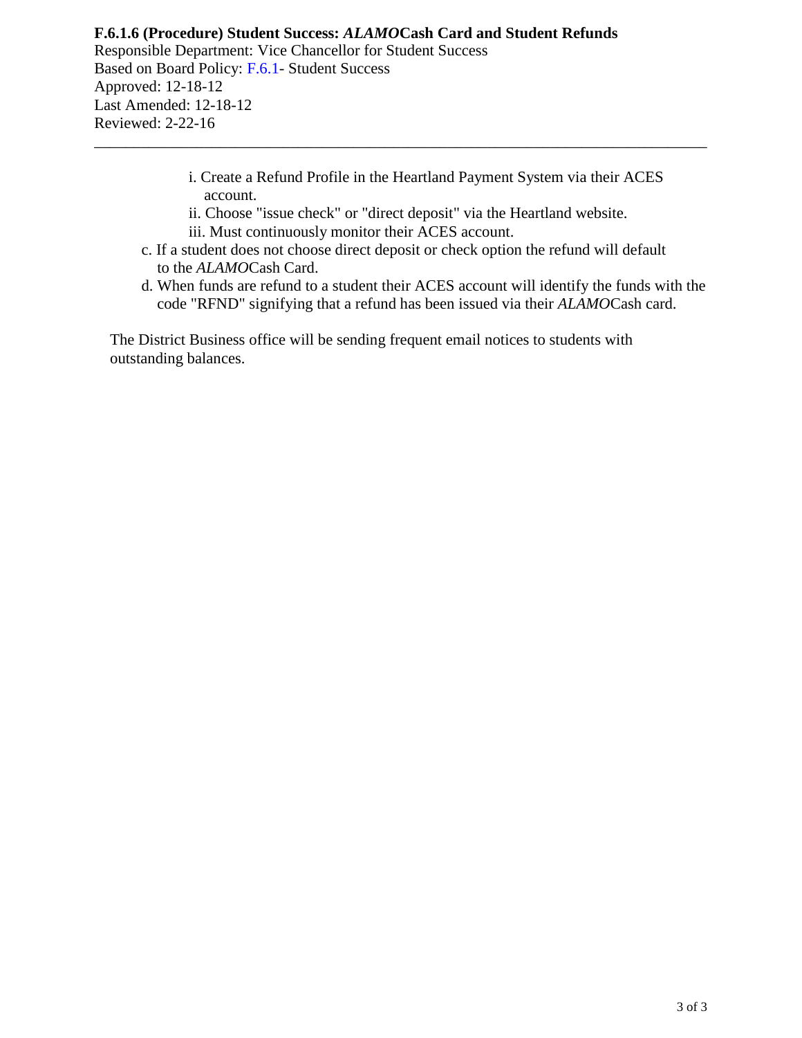i. Create a Refund Profile in the Heartland Payment System via their ACES account.
    ii. Choose "issue check" or "direct deposit" via the Heartland website.
    iii. Must continuously monitor their ACES account.

c. If a student does not choose direct deposit or check option the refund will default to the *ALAMO*Cash Card.
d. When funds are refund to a student their ACES account will identify the funds with the code "RFND" signifying that a refund has been issued via their *ALAMO*Cash card.

The District Business office will be sending frequent email notices to students with outstanding balances.